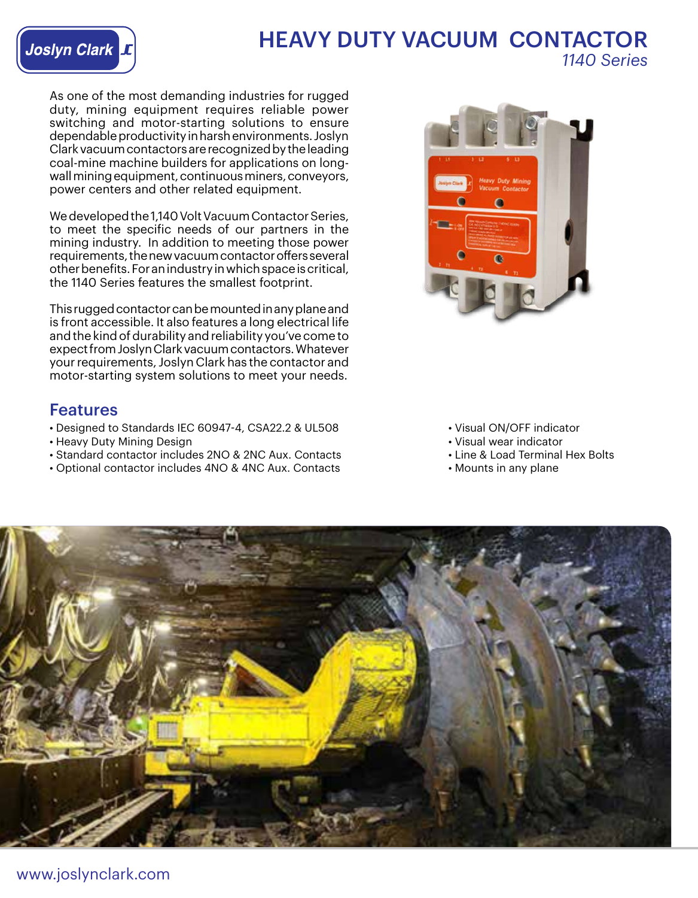# HEAVY DUTY VACUUM CONTACTOR

*1140 Series*

As one of the most demanding industries for rugged duty, mining equipment requires reliable power switching and motor-starting solutions to ensure dependable productivity in harsh environments. Joslyn Clark vacuum contactors are recognized by the leading coal-mine machine builders for applications on long-wall mining equipment, continuous miners, conveyors, power centers and other related equipment.

We developed the 1,140 Volt Vacuum Contactor Series, to meet the specific needs of our partners in the mining industry. In addition to meeting those power requirements, the new vacuum contactor offers several other benefits. For an industry in which space is critical, the 1140 Series features the smallest footprint.

This rugged contactor can be mounted in any plane and is front accessible. It also features a long electrical life and the kind of durability and reliability you've come to expect from Joslyn Clark vacuum contactors. Whatever your requirements, Joslyn Clark has the contactor and motor-starting system solutions to meet your needs.

## Features

- Designed to Standards IEC 60947-4, CSA22.2 & UL508
- Heavy Duty Mining Design
- Standard contactor includes 2NO & 2NC Aux. Contacts
- Optional contactor includes 4NO & 4NC Aux. Contacts
- Visual ON/OFF indicator
- Visual wear indicator
- Line & Load Terminal Hex Bolts
- Mounts in any plane

www.joslynclark.com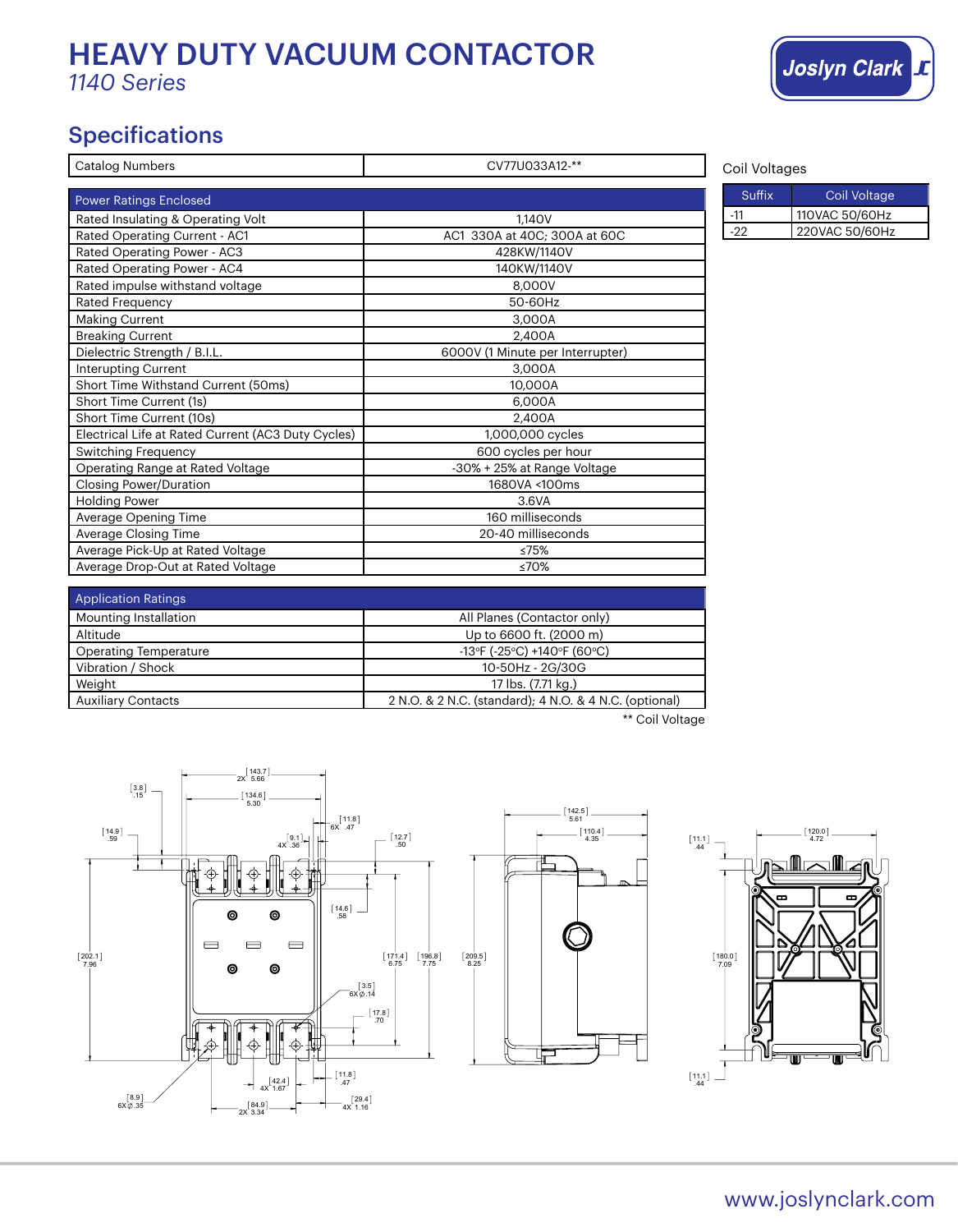# HEAVY DUTY VACUUM CONTACTOR

*1140 Series*

## Specifications

| Catalog Numbers | CV77U033A12-** |
|---|---|
| **Power Ratings Enclosed** | |
| Rated Insulating & Operating Volt | 1,140V |
| Rated Operating Current - AC1 | AC1 330A at 40C; 300A at 60C |
| Rated Operating Power - AC3 | 428KW/1140V |
| Rated Operating Power - AC4 | 140KW/1140V |
| Rated impulse withstand voltage | 8,000V |
| Rated Frequency | 50-60Hz |
| Making Current | 3,000A |
| Breaking Current | 2,400A |
| Dielectric Strength / B.I.L. | 6000V (1 Minute per Interrupter) |
| Interupting Current | 3,000A |
| Short Time Withstand Current (50ms) | 10,000A |
| Short Time Current (1s) | 6,000A |
| Short Time Current (10s) | 2,400A |
| Electrical Life at Rated Current (AC3 Duty Cycles) | 1,000,000 cycles |
| Switching Frequency | 600 cycles per hour |
| Operating Range at Rated Voltage | -30% + 25% at Range Voltage |
| Closing Power/Duration | 1680VA <100ms |
| Holding Power | 3.6VA |
| Average Opening Time | 160 milliseconds |
| Average Closing Time | 20-40 milliseconds |
| Average Pick-Up at Rated Voltage | ≤75% |
| Average Drop-Out at Rated Voltage | ≤70% |

| Application Ratings | |
|---|---|
| Mounting Installation | All Planes (Contactor only) |
| Altitude | Up to 6600 ft. (2000 m) |
| Operating Temperature | -13°F (-25°C) +140°F (60°C) |
| Vibration / Shock | 10-50Hz - 2G/30G |
| Weight | 17 lbs. (7.71 kg.) |
| Auxiliary Contacts | 2 N.O. & 2 N.C. (standard); 4 N.O. & 4 N.C. (optional) |

** Coil Voltage

Coil Voltages

| Suffix | Coil Voltage |
|---|---|
| -11 | 110VAC 50/60Hz |
| -22 | 220VAC 50/60Hz |

[143.7] 2X 5.66
[134.6] 5.30
[3.8] .15
[14.9] .59
[9.1] 4X .36
[11.8] 6X .47
[12.7] .50
[14.6] .58
[202.1] 7.96
[171.4] 6.75
[196.8] 7.75
[3.5] 6X Ø.14
[17.8] .70
[11.8] .47
[42.4] 4X 1.67
[29.4] 4X 1.16
[84.9] 2X 3.34
[8.9] 6X Ø.35
[142.5] 5.61
[110.4] 4.35
[209.5] 8.25
[120.0] 4.72
[11.1] .44
[180.0] 7.09
[11.1] .44

www.joslynclark.com